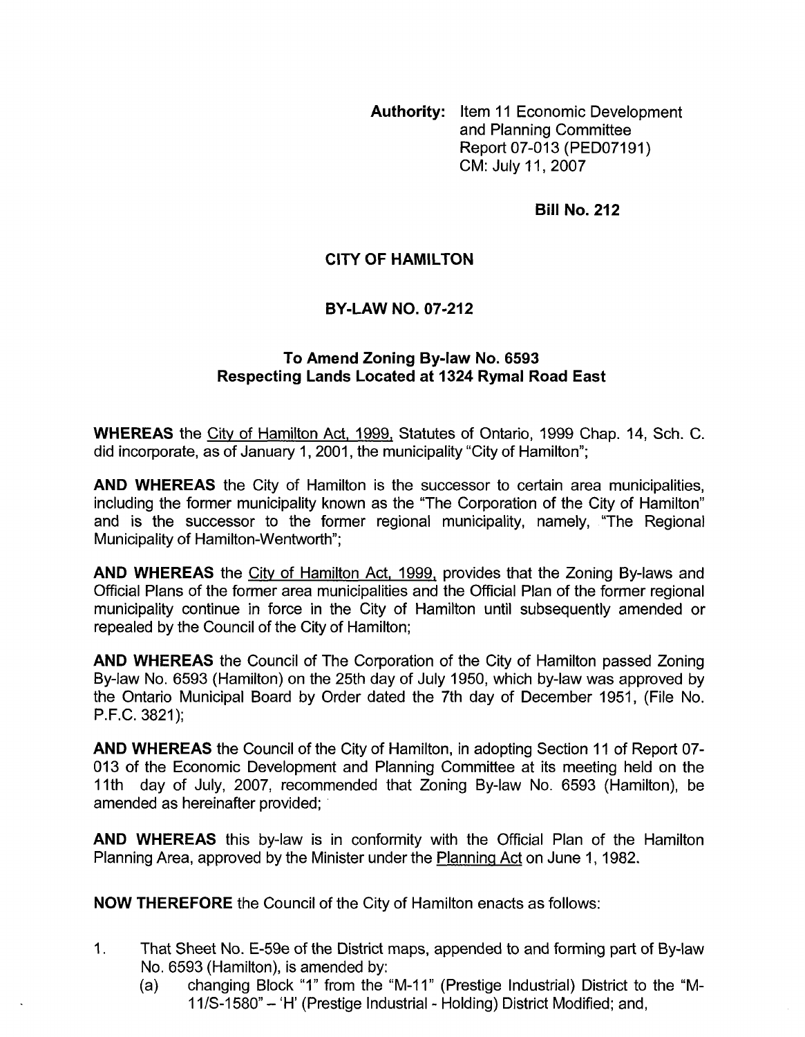**Authority:** Item 11 Economic Development and Planning Committee Report 07-013 (PED07191) CM: July 11, 2007

**Bill No. 212**

**CITY OF HAMILTON**

**BY-LAW NO. 07-212**

**To Amend Zoning By-law No. 6593 Respecting Lands Located at 1324 Rymal Road East**

**WHEREAS** the City of Hamilton Act, 1999, Statutes of Ontario, 1999 Chap. 14, Sch. C. did incorporate, as of January 1, 2001, the municipality "City of Hamilton";

**AND WHEREAS** the City of Hamilton is the successor to certain area municipalities, including the former municipality known as the "The Corporation of the City of Hamilton" and is the successor to the former regional municipality, namely, "The Regional Municipality of Hamilton-Wentworth";

**AND WHEREAS** the City of Hamilton Act, 1999, provides that the Zoning By-laws and Official Plans of the former area municipalities and the Official Plan of the former regional municipality continue in force in the City of Hamilton until subsequently amended or repealed by the Council of the City of Hamilton;

**AND WHEREAS** the Council of The Corporation of the City of Hamilton passed Zoning By-law No. 6593 (Hamilton) on the 25th day of July 1950, which by-law was approved by the Ontario Municipal Board by Order dated the 7th day of December 1951, (File No. P.F.C. 3821);

**AND WHEREAS** the Council of the City of Hamilton, in adopting Section 11 of Report 07-013 of the Economic Development and Planning Committee at its meeting held on the 11th day of July, 2007, recommended that Zoning By-law No. 6593 (Hamilton), be amended as hereinafter provided;

**AND WHEREAS** this by-law is in conformity with the Official Plan of the Hamilton Planning Area, approved by the Minister under the Planning Act on June 1, 1982.

**NOW THEREFORE** the Council of the City of Hamilton enacts as follows:

1. That Sheet No. E-59e of the District maps, appended to and forming part of By-law No. 6593 (Hamilton), is amended by:
   (a) changing Block "1" from the "M-11" (Prestige Industrial) District to the "M-11/S-1580" – 'H' (Prestige Industrial - Holding) District Modified; and,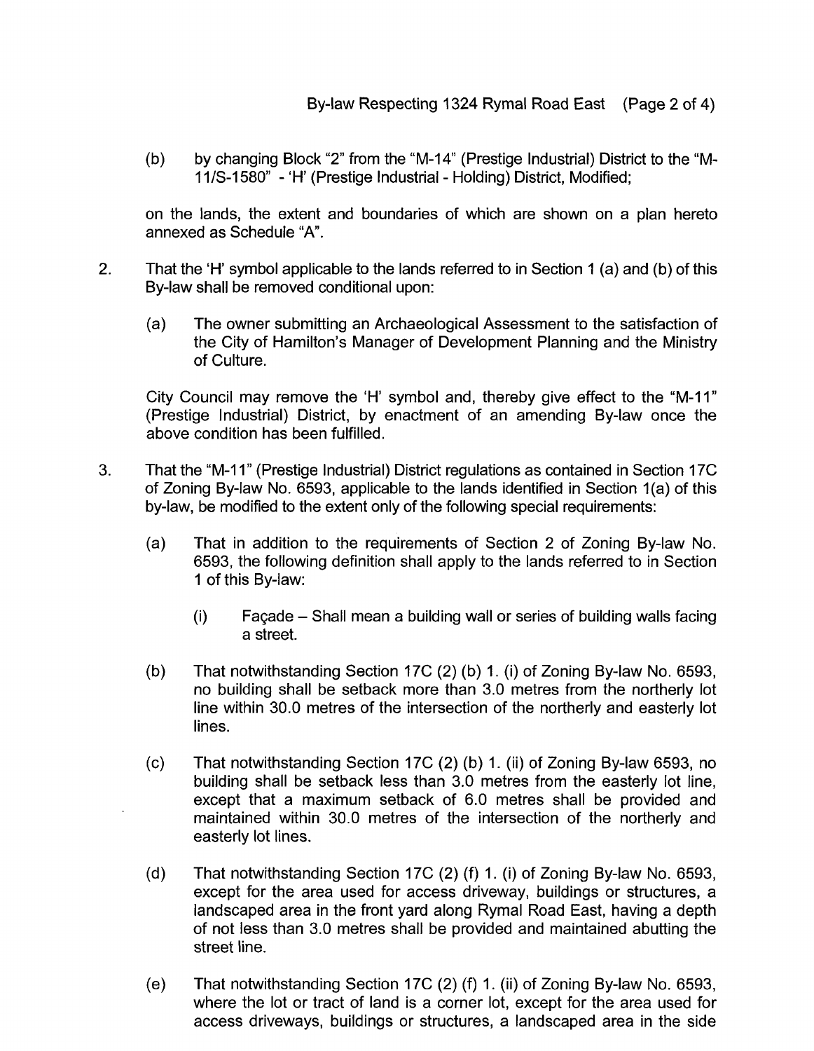(b) by changing Block "2" from the "M-14" (Prestige Industrial) District to the "M-11/S-1580" - 'H' (Prestige Industrial - Holding) District, Modified;

on the lands, the extent and boundaries of which are shown on a plan hereto annexed as Schedule "A".

2. That the 'H' symbol applicable to the lands referred to in Section 1 (a) and (b) of this By-law shall be removed conditional upon:

   (a) The owner submitting an Archaeological Assessment to the satisfaction of the City of Hamilton's Manager of Development Planning and the Ministry of Culture.

   City Council may remove the 'H' symbol and, thereby give effect to the "M-11" (Prestige Industrial) District, by enactment of an amending By-law once the above condition has been fulfilled.

3. That the "M-11" (Prestige Industrial) District regulations as contained in Section 17C of Zoning By-law No. 6593, applicable to the lands identified in Section 1(a) of this by-law, be modified to the extent only of the following special requirements:

   (a) That in addition to the requirements of Section 2 of Zoning By-law No. 6593, the following definition shall apply to the lands referred to in Section 1 of this By-law:

      (i) Façade – Shall mean a building wall or series of building walls facing a street.

   (b) That notwithstanding Section 17C (2) (b) 1. (i) of Zoning By-law No. 6593, no building shall be setback more than 3.0 metres from the northerly lot line within 30.0 metres of the intersection of the northerly and easterly lot lines.

   (c) That notwithstanding Section 17C (2) (b) 1. (ii) of Zoning By-law 6593, no building shall be setback less than 3.0 metres from the easterly lot line, except that a maximum setback of 6.0 metres shall be provided and maintained within 30.0 metres of the intersection of the northerly and easterly lot lines.

   (d) That notwithstanding Section 17C (2) (f) 1. (i) of Zoning By-law No. 6593, except for the area used for access driveway, buildings or structures, a landscaped area in the front yard along Rymal Road East, having a depth of not less than 3.0 metres shall be provided and maintained abutting the street line.

   (e) That notwithstanding Section 17C (2) (f) 1. (ii) of Zoning By-law No. 6593, where the lot or tract of land is a corner lot, except for the area used for access driveways, buildings or structures, a landscaped area in the side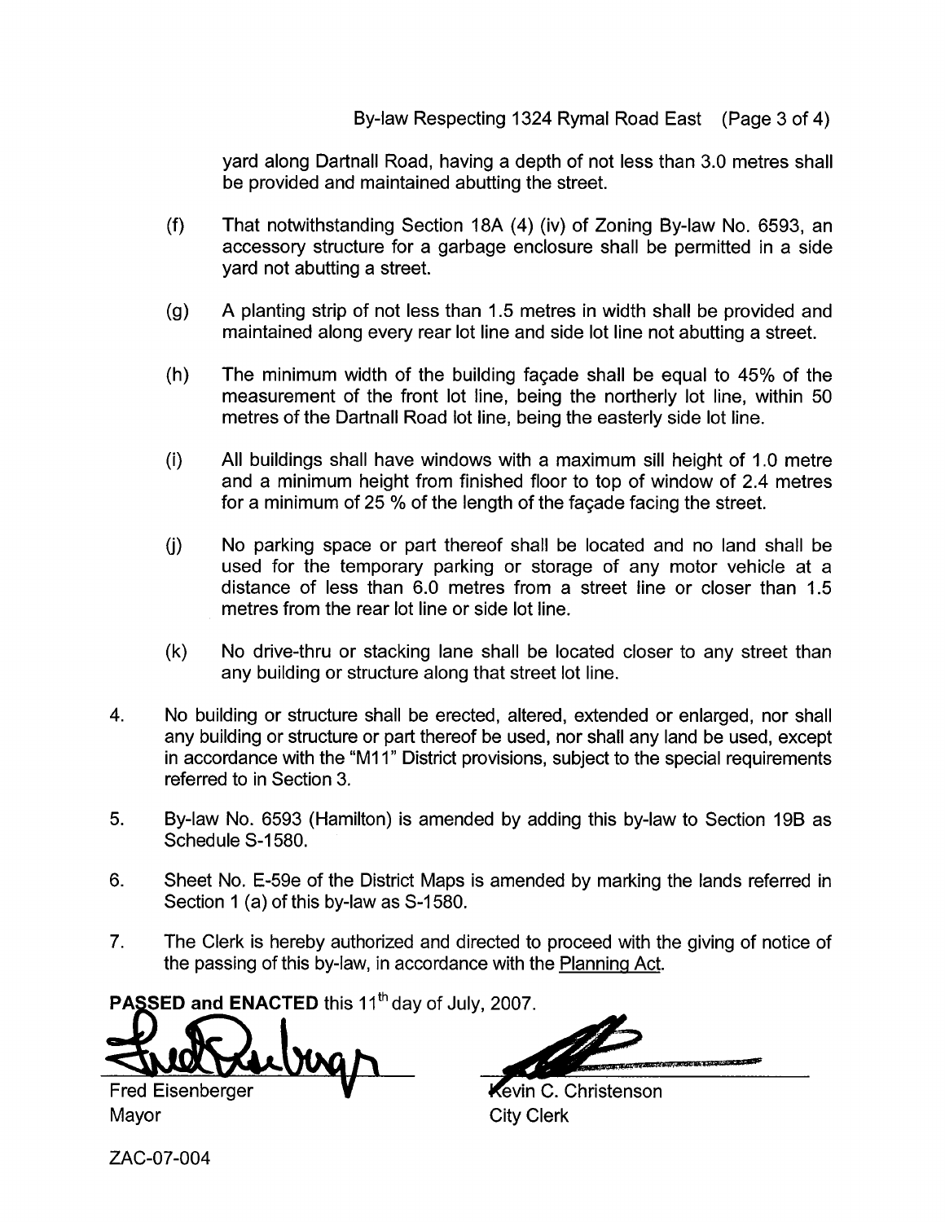yard along Dartnall Road, having a depth of not less than 3.0 metres shall be provided and maintained abutting the street.

(f) That notwithstanding Section 18A (4) (iv) of Zoning By-law No. 6593, an accessory structure for a garbage enclosure shall be permitted in a side yard not abutting a street.

(g) A planting strip of not less than 1.5 metres in width shall be provided and maintained along every rear lot line and side lot line not abutting a street.

(h) The minimum width of the building façade shall be equal to 45% of the measurement of the front lot line, being the northerly lot line, within 50 metres of the Dartnall Road lot line, being the easterly side lot line.

(i) All buildings shall have windows with a maximum sill height of 1.0 metre and a minimum height from finished floor to top of window of 2.4 metres for a minimum of 25 % of the length of the façade facing the street.

(j) No parking space or part thereof shall be located and no land shall be used for the temporary parking or storage of any motor vehicle at a distance of less than 6.0 metres from a street line or closer than 1.5 metres from the rear lot line or side lot line.

(k) No drive-thru or stacking lane shall be located closer to any street than any building or structure along that street lot line.

4. No building or structure shall be erected, altered, extended or enlarged, nor shall any building or structure or part thereof be used, nor shall any land be used, except in accordance with the "M11" District provisions, subject to the special requirements referred to in Section 3.

5. By-law No. 6593 (Hamilton) is amended by adding this by-law to Section 19B as Schedule S-1580.

6. Sheet No. E-59e of the District Maps is amended by marking the lands referred in Section 1 (a) of this by-law as S-1580.

7. The Clerk is hereby authorized and directed to proceed with the giving of notice of the passing of this by-law, in accordance with the Planning Act.

**PASSED and ENACTED** this 11th day of July, 2007.

Fred Eisenberger
Mayor

Kevin C. Christenson
City Clerk

ZAC-07-004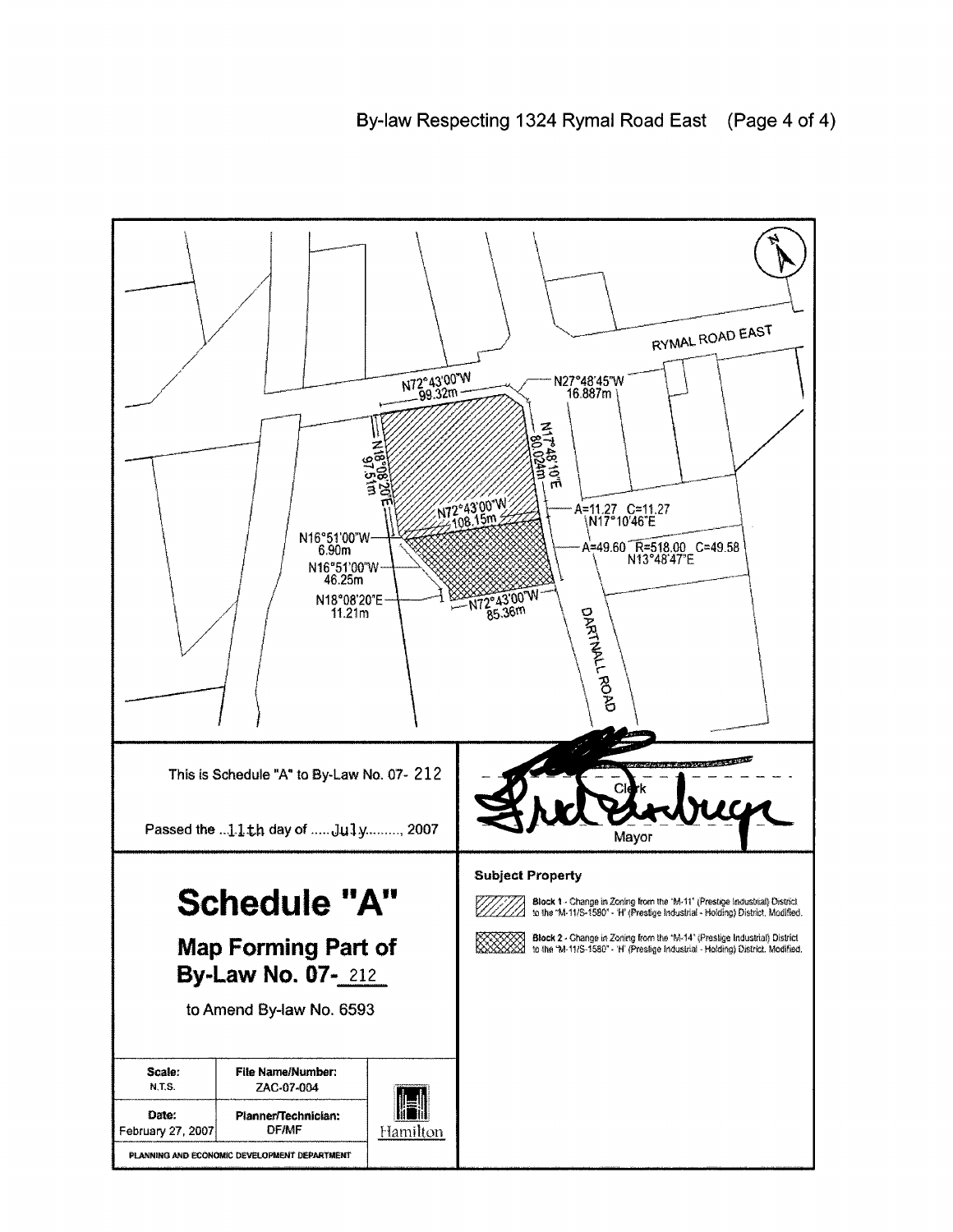RYMAL ROAD EAST

N72°43'00"W
99.32m

N27°48'45"W
16.887m

N18°08'20"E
97.51m

N17°48'10"E
80.024m

N72°43'00"W
108.15m

A=11.27 C=11.27
N17°10'46"E

N16°51'00"W
6.90m

A=49.60 R=518.00 C=49.58
N13°48'47"E

N16°51'00"W
46.25m

N18°08'20"E
11.21m

N72°43'00"W
85.36m

DARTNALL ROAD

This is Schedule "A" to By-Law No. 07- 212

Passed the ..11th day of .....July........, 2007

Clerk

Mayor

# Schedule "A"

## Map Forming Part of By-Law No. 07- 212

to Amend By-law No. 6593

**Subject Property**

Block 1 - Change in Zoning from the "M-11" (Prestige Industrial) District to the "M-11/S-1580" - 'H' (Prestige Industrial - Holding) District, Modified.

Block 2 - Change in Zoning from the "M-14" (Prestige Industrial) District to the "M-11/S-1580" - 'H' (Prestige Industrial - Holding) District, Modified.

| Scale: | File Name/Number: |
|---|---|
| N.T.S. | ZAC-07-004 |
| **Date:** | **Planner/Technician:** |
| February 27, 2007 | DF/MF |

Hamilton

PLANNING AND ECONOMIC DEVELOPMENT DEPARTMENT